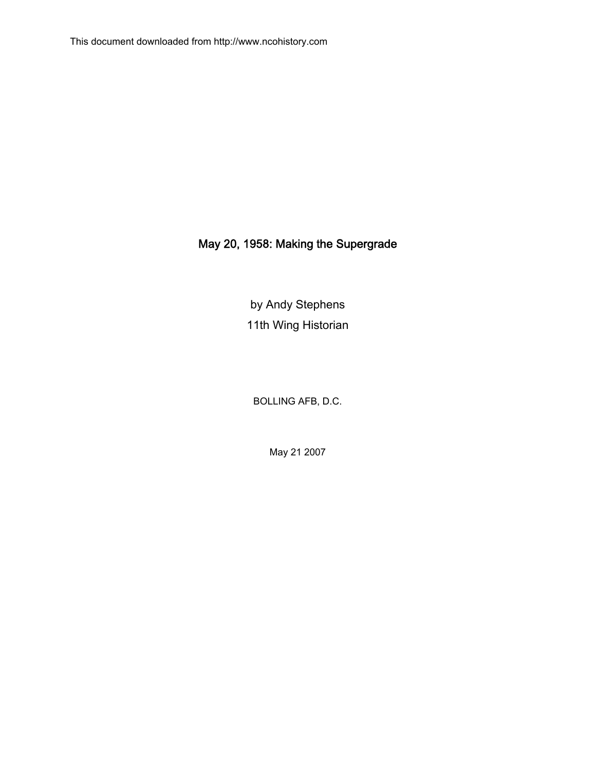This document downloaded from http://www.ncohistory.com

# May 20, 1958: Making the Supergrade

by Andy Stephens

11th Wing Historian

BOLLING AFB, D.C.

May 21 2007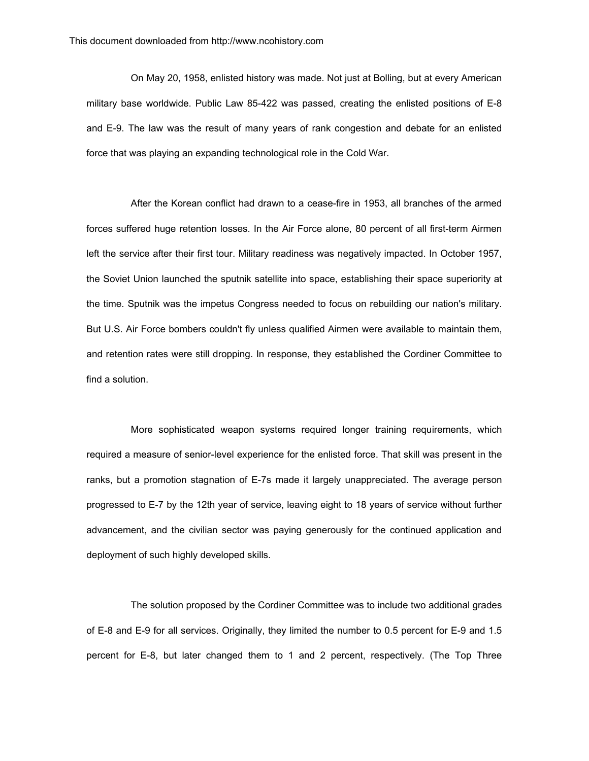On May 20, 1958, enlisted history was made. Not just at Bolling, but at every American military base worldwide. Public Law 85-422 was passed, creating the enlisted positions of E-8 and E-9. The law was the result of many years of rank congestion and debate for an enlisted force that was playing an expanding technological role in the Cold War.

After the Korean conflict had drawn to a cease-fire in 1953, all branches of the armed forces suffered huge retention losses. In the Air Force alone, 80 percent of all first-term Airmen left the service after their first tour. Military readiness was negatively impacted. In October 1957, the Soviet Union launched the sputnik satellite into space, establishing their space superiority at the time. Sputnik was the impetus Congress needed to focus on rebuilding our nation's military. But U.S. Air Force bombers couldn't fly unless qualified Airmen were available to maintain them, and retention rates were still dropping. In response, they established the Cordiner Committee to find a solution.

More sophisticated weapon systems required longer training requirements, which required a measure of senior-level experience for the enlisted force. That skill was present in the ranks, but a promotion stagnation of E-7s made it largely unappreciated. The average person progressed to E-7 by the 12th year of service, leaving eight to 18 years of service without further advancement, and the civilian sector was paying generously for the continued application and deployment of such highly developed skills.

The solution proposed by the Cordiner Committee was to include two additional grades of E-8 and E-9 for all services. Originally, they limited the number to 0.5 percent for E-9 and 1.5 percent for E-8, but later changed them to 1 and 2 percent, respectively. (The Top Three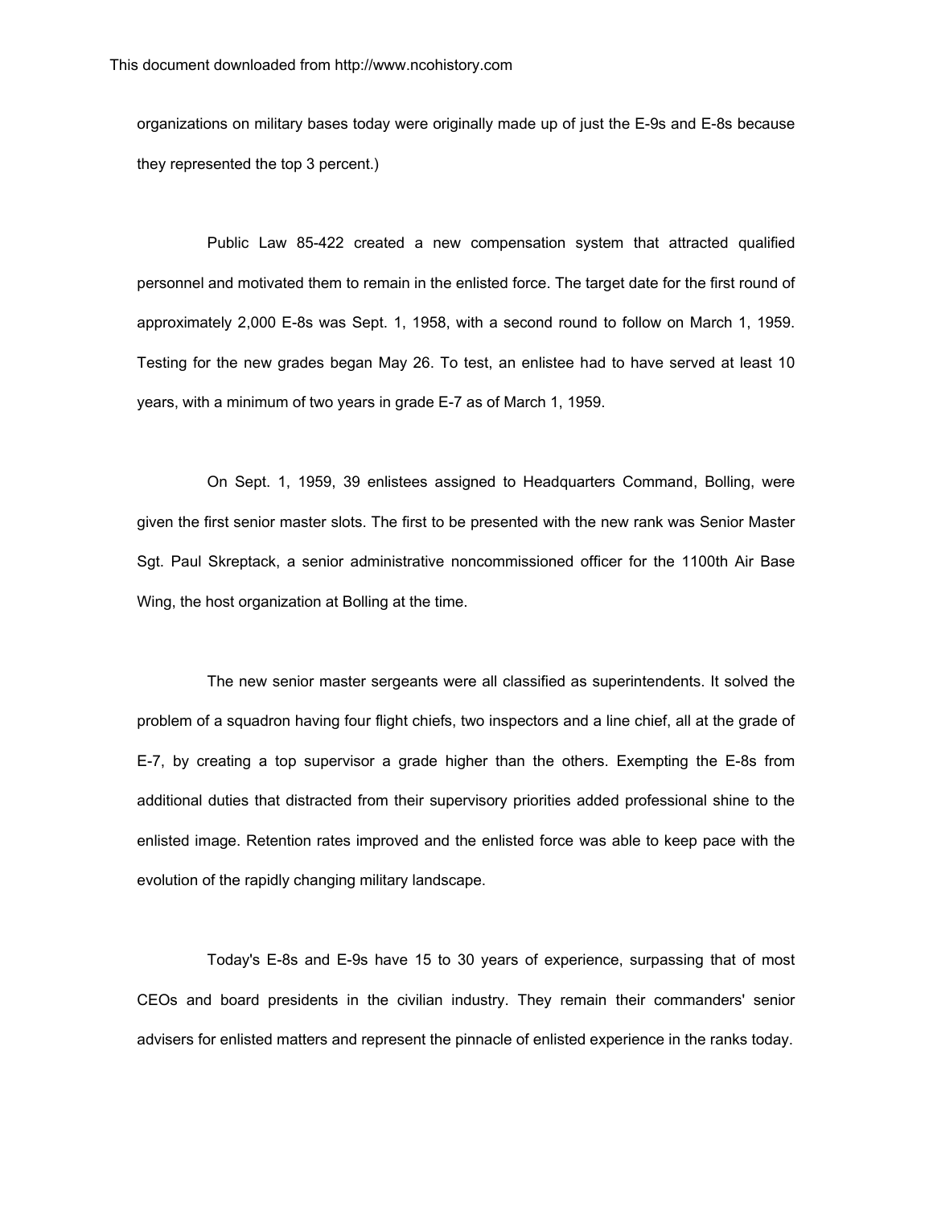organizations on military bases today were originally made up of just the E-9s and E-8s because they represented the top 3 percent.)

Public Law 85-422 created a new compensation system that attracted qualified personnel and motivated them to remain in the enlisted force. The target date for the first round of approximately 2,000 E-8s was Sept. 1, 1958, with a second round to follow on March 1, 1959. Testing for the new grades began May 26. To test, an enlistee had to have served at least 10 years, with a minimum of two years in grade E-7 as of March 1, 1959.

On Sept. 1, 1959, 39 enlistees assigned to Headquarters Command, Bolling, were given the first senior master slots. The first to be presented with the new rank was Senior Master Sgt. Paul Skreptack, a senior administrative noncommissioned officer for the 1100th Air Base Wing, the host organization at Bolling at the time.

The new senior master sergeants were all classified as superintendents. It solved the problem of a squadron having four flight chiefs, two inspectors and a line chief, all at the grade of E-7, by creating a top supervisor a grade higher than the others. Exempting the E-8s from additional duties that distracted from their supervisory priorities added professional shine to the enlisted image. Retention rates improved and the enlisted force was able to keep pace with the evolution of the rapidly changing military landscape.

Today's E-8s and E-9s have 15 to 30 years of experience, surpassing that of most CEOs and board presidents in the civilian industry. They remain their commanders' senior advisers for enlisted matters and represent the pinnacle of enlisted experience in the ranks today.